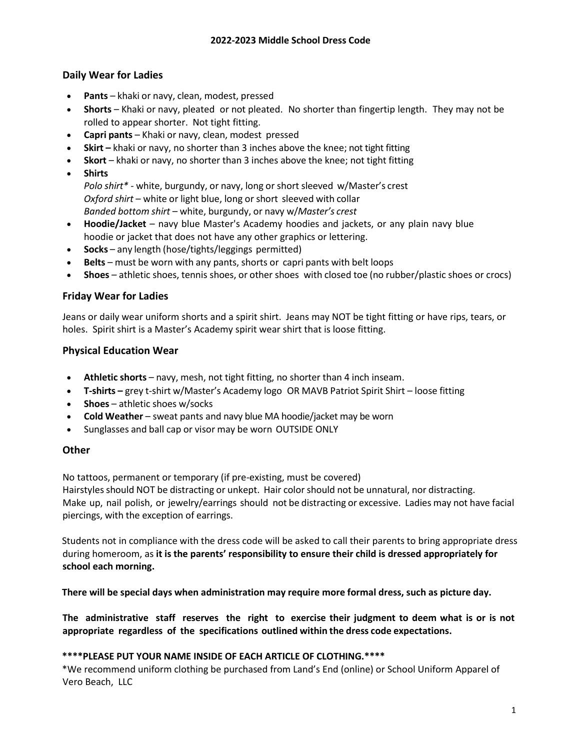# 2022-2023 Middle School Dress Code

## Daily Wear for Ladies

- **Pants** – khaki or navy, clean, modest, pressed
- **Shorts** – Khaki or navy, pleated or not pleated. No shorter than fingertip length. They may not be rolled to appear shorter. Not tight fitting.
- **Capri pants** – Khaki or navy, clean, modest pressed
- **Skirt –** khaki or navy, no shorter than 3 inches above the knee; not tight fitting
- **Skort** – khaki or navy, no shorter than 3 inches above the knee; not tight fitting
- **Shirts**
  *Polo shirt** - white, burgundy, or navy, long or short sleeved w/Master's crest
  *Oxford shirt* – white or light blue, long or short sleeved with collar
  *Banded bottom shirt* – white, burgundy, or navy w/*Master's crest*
- **Hoodie/Jacket** – navy blue Master's Academy hoodies and jackets, or any plain navy blue hoodie or jacket that does not have any other graphics or lettering.
- **Socks** – any length (hose/tights/leggings permitted)
- **Belts** – must be worn with any pants, shorts or capri pants with belt loops
- **Shoes** – athletic shoes, tennis shoes, or other shoes with closed toe (no rubber/plastic shoes or crocs)

## Friday Wear for Ladies

Jeans or daily wear uniform shorts and a spirit shirt. Jeans may NOT be tight fitting or have rips, tears, or holes. Spirit shirt is a Master's Academy spirit wear shirt that is loose fitting.

## Physical Education Wear

- **Athletic shorts** – navy, mesh, not tight fitting, no shorter than 4 inch inseam.
- **T-shirts –** grey t-shirt w/Master's Academy logo OR MAVB Patriot Spirit Shirt – loose fitting
- **Shoes** – athletic shoes w/socks
- **Cold Weather** – sweat pants and navy blue MA hoodie/jacket may be worn
- Sunglasses and ball cap or visor may be worn OUTSIDE ONLY

## Other

No tattoos, permanent or temporary (if pre-existing, must be covered)
Hairstyles should NOT be distracting or unkept. Hair color should not be unnatural, nor distracting.
Make up, nail polish, or jewelry/earrings should not be distracting or excessive. Ladies may not have facial piercings, with the exception of earrings.

Students not in compliance with the dress code will be asked to call their parents to bring appropriate dress during homeroom, as **it is the parents' responsibility to ensure their child is dressed appropriately for school each morning.**

**There will be special days when administration may require more formal dress, such as picture day.**

**The administrative staff reserves the right to exercise their judgment to deem what is or is not appropriate regardless of the specifications outlined within the dress code expectations.**

**\*\*\*\*PLEASE PUT YOUR NAME INSIDE OF EACH ARTICLE OF CLOTHING.\*\*\*\***

*We recommend uniform clothing be purchased from Land's End (online) or School Uniform Apparel of Vero Beach, LLC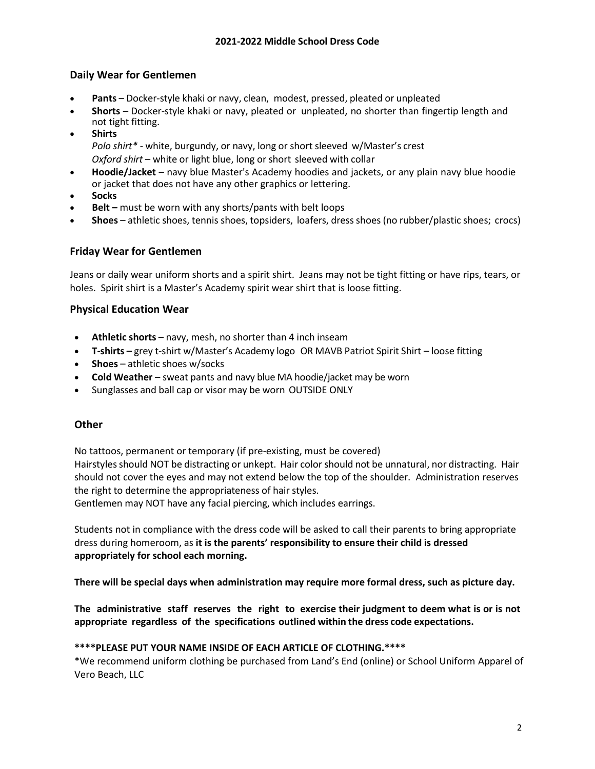# 2021-2022 Middle School Dress Code

## Daily Wear for Gentlemen

- **Pants** – Docker-style khaki or navy, clean, modest, pressed, pleated or unpleated
- **Shorts** – Docker-style khaki or navy, pleated or unpleated, no shorter than fingertip length and not tight fitting.
- **Shirts**
  *Polo shirt** - white, burgundy, or navy, long or short sleeved w/Master's crest
  *Oxford shirt* – white or light blue, long or short sleeved with collar
- **Hoodie/Jacket** – navy blue Master's Academy hoodies and jackets, or any plain navy blue hoodie or jacket that does not have any other graphics or lettering.
- **Socks**
- **Belt –** must be worn with any shorts/pants with belt loops
- **Shoes** – athletic shoes, tennis shoes, topsiders, loafers, dress shoes (no rubber/plastic shoes; crocs)

## Friday Wear for Gentlemen

Jeans or daily wear uniform shorts and a spirit shirt. Jeans may not be tight fitting or have rips, tears, or holes. Spirit shirt is a Master's Academy spirit wear shirt that is loose fitting.

## Physical Education Wear

- **Athletic shorts** – navy, mesh, no shorter than 4 inch inseam
- **T-shirts –** grey t-shirt w/Master's Academy logo OR MAVB Patriot Spirit Shirt – loose fitting
- **Shoes** – athletic shoes w/socks
- **Cold Weather** – sweat pants and navy blue MA hoodie/jacket may be worn
- Sunglasses and ball cap or visor may be worn OUTSIDE ONLY

## Other

No tattoos, permanent or temporary (if pre-existing, must be covered)
Hairstyles should NOT be distracting or unkept. Hair color should not be unnatural, nor distracting. Hair should not cover the eyes and may not extend below the top of the shoulder. Administration reserves the right to determine the appropriateness of hair styles.
Gentlemen may NOT have any facial piercing, which includes earrings.

Students not in compliance with the dress code will be asked to call their parents to bring appropriate dress during homeroom, as **it is the parents' responsibility to ensure their child is dressed appropriately for school each morning.**

**There will be special days when administration may require more formal dress, such as picture day.**

**The administrative staff reserves the right to exercise their judgment to deem what is or is not appropriate regardless of the specifications outlined within the dress code expectations.**

**\*\*\*\*PLEASE PUT YOUR NAME INSIDE OF EACH ARTICLE OF CLOTHING.\*\*\*\***

*We recommend uniform clothing be purchased from Land's End (online) or School Uniform Apparel of Vero Beach, LLC